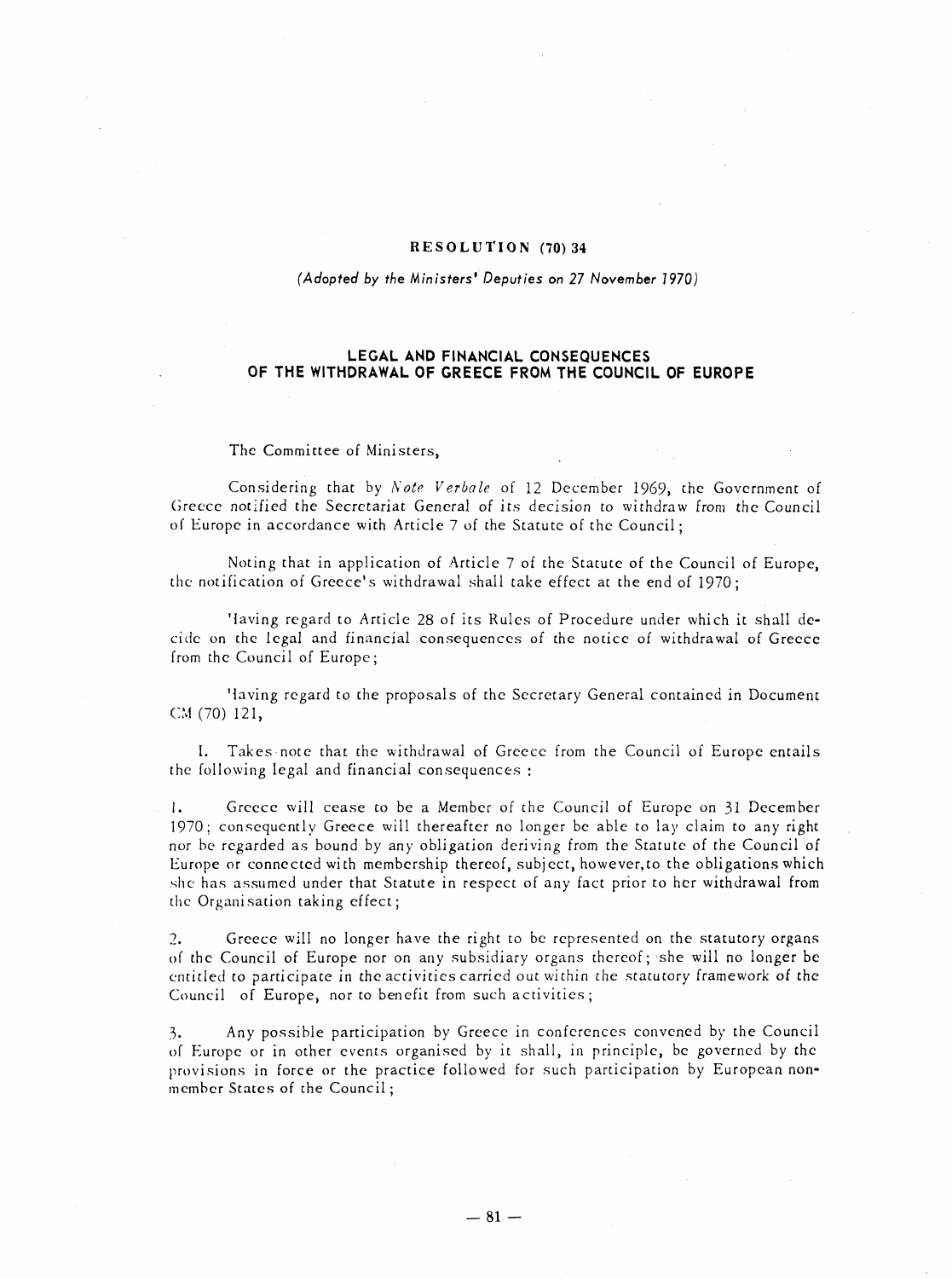# RESOLUTION (70) 34

*(Adopted by the Ministers' Deputies on 27 November 1970)*

## LEGAL AND FINANCIAL CONSEQUENCES OF THE WITHDRAWAL OF GREECE FROM THE COUNCIL OF EUROPE

The Committee of Ministers,

Considering that by *Note Verbale* of 12 December 1969, the Government of Greece notified the Secretariat General of its decision to withdraw from the Council of Europe in accordance with Article 7 of the Statute of the Council;

Noting that in application of Article 7 of the Statute of the Council of Europe, the notification of Greece's withdrawal shall take effect at the end of 1970;

Having regard to Article 28 of its Rules of Procedure under which it shall decide on the legal and financial consequences of the notice of withdrawal of Greece from the Council of Europe;

Having regard to the proposals of the Secretary General contained in Document CM (70) 121,

I. Takes note that the withdrawal of Greece from the Council of Europe entails the following legal and financial consequences :

1. Greece will cease to be a Member of the Council of Europe on 31 December 1970; consequently Greece will thereafter no longer be able to lay claim to any right nor be regarded as bound by any obligation deriving from the Statute of the Council of Europe or connected with membership thereof, subject, however, to the obligations which she has assumed under that Statute in respect of any fact prior to her withdrawal from the Organisation taking effect;

2. Greece will no longer have the right to be represented on the statutory organs of the Council of Europe nor on any subsidiary organs thereof; she will no longer be entitled to participate in the activities carried out within the statutory framework of the Council of Europe, nor to benefit from such activities;

3. Any possible participation by Greece in conferences convened by the Council of Europe or in other events organised by it shall, in principle, be governed by the provisions in force or the practice followed for such participation by European non-member States of the Council;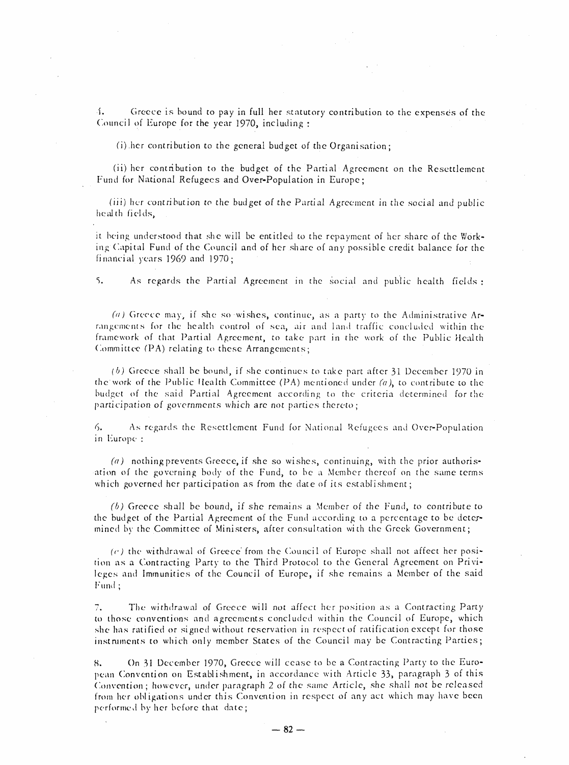4. Greece is bound to pay in full her statutory contribution to the expenses of the Council of Europe for the year 1970, including :

(i) her contribution to the general budget of the Organisation;

(ii) her contribution to the budget of the Partial Agreement on the Resettlement Fund for National Refugees and Over-Population in Europe;

(iii) her contribution to the budget of the Partial Agreement in the social and public health fields,

it being understood that she will be entitled to the repayment of her share of the Working Capital Fund of the Council and of her share of any possible credit balance for the financial years 1969 and 1970;

5. As regards the Partial Agreement in the social and public health fields :

*(a)* Greece may, if she so wishes, continue, as a party to the Administrative Arrangements for the health control of sea, air and land traffic concluded within the framework of that Partial Agreement, to take part in the work of the Public Health Committee (PA) relating to these Arrangements;

*(b)* Greece shall be bound, if she continues to take part after 31 December 1970 in the work of the Public Health Committee (PA) mentioned under *(a)*, to contribute to the budget of the said Partial Agreement according to the criteria determined for the participation of governments which are not parties thereto;

6. As regards the Resettlement Fund for National Refugees and Over-Population in Europe :

*(a)* nothing prevents Greece, if she so wishes, continuing, with the prior authorisation of the governing body of the Fund, to be a Member thereof on the same terms which governed her participation as from the date of its establishment;

*(b)* Greece shall be bound, if she remains a Member of the Fund, to contribute to the budget of the Partial Agreement of the Fund according to a percentage to be determined by the Committee of Ministers, after consultation with the Greek Government;

*(c)* the withdrawal of Greece from the Council of Europe shall not affect her position as a Contracting Party to the Third Protocol to the General Agreement on Privileges and Immunities of the Council of Europe, if she remains a Member of the said Fund;

7. The withdrawal of Greece will not affect her position as a Contracting Party to those conventions and agreements concluded within the Council of Europe, which she has ratified or signed without reservation in respect of ratification except for those instruments to which only member States of the Council may be Contracting Parties;

8. On 31 December 1970, Greece will cease to be a Contracting Party to the European Convention on Establishment, in accordance with Article 33, paragraph 3 of this Convention; however, under paragraph 2 of the same Article, she shall not be released from her obligations under this Convention in respect of any act which may have been performed by her before that date;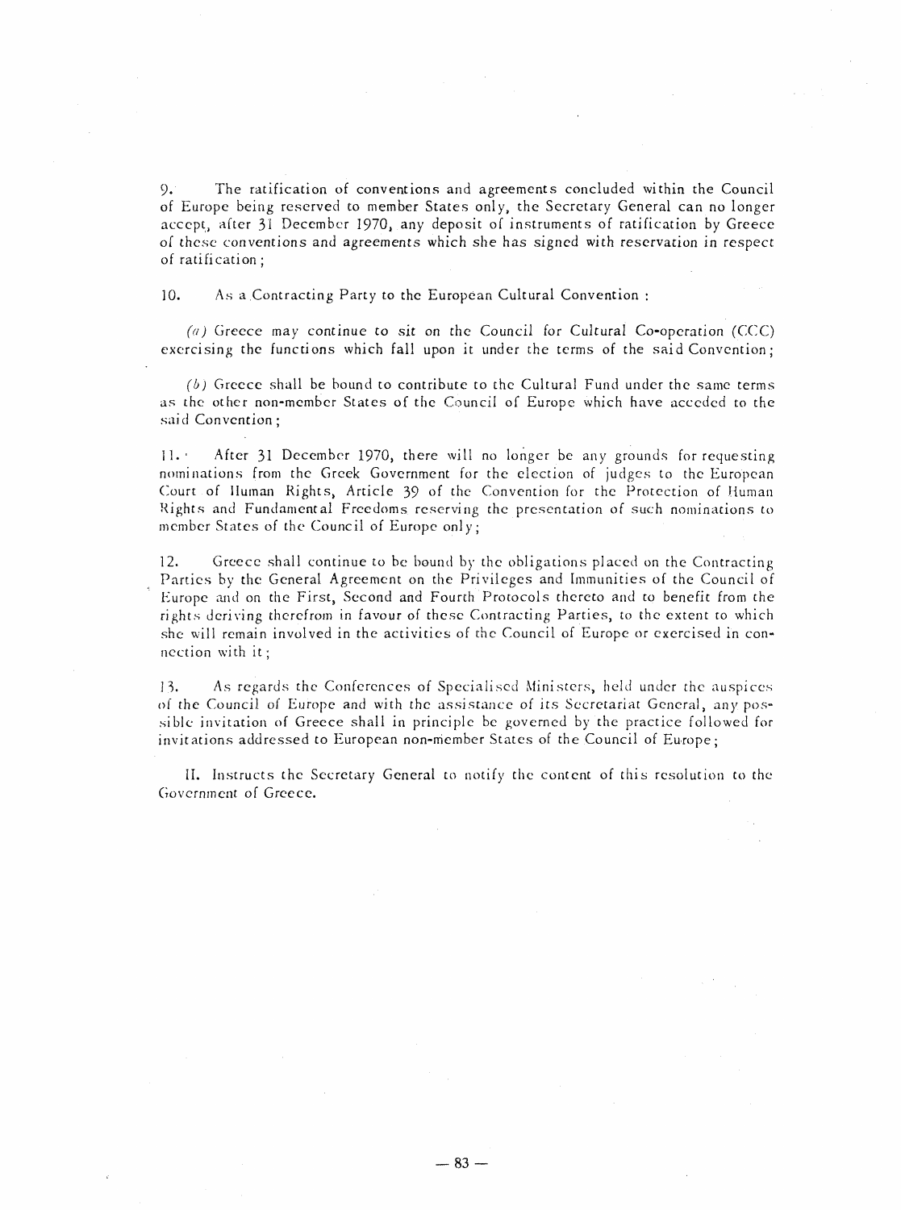9. The ratification of conventions and agreements concluded within the Council of Europe being reserved to member States only, the Secretary General can no longer accept, after 31 December 1970, any deposit of instruments of ratification by Greece of these conventions and agreements which she has signed with reservation in respect of ratification;

10. As a Contracting Party to the European Cultural Convention :

*(a)* Greece may continue to sit on the Council for Cultural Co-operation (CCC) exercising the functions which fall upon it under the terms of the said Convention;

*(b)* Greece shall be bound to contribute to the Cultural Fund under the same terms as the other non-member States of the Council of Europe which have acceded to the said Convention;

11. After 31 December 1970, there will no longer be any grounds for requesting nominations from the Greek Government for the election of judges to the European Court of Human Rights, Article 39 of the Convention for the Protection of Human Rights and Fundamental Freedoms reserving the presentation of such nominations to member States of the Council of Europe only;

12. Greece shall continue to be bound by the obligations placed on the Contracting Parties by the General Agreement on the Privileges and Immunities of the Council of Europe and on the First, Second and Fourth Protocols thereto and to benefit from the rights deriving therefrom in favour of these Contracting Parties, to the extent to which she will remain involved in the activities of the Council of Europe or exercised in connection with it;

13. As regards the Conferences of Specialised Ministers, held under the auspices of the Council of Europe and with the assistance of its Secretariat General, any possible invitation of Greece shall in principle be governed by the practice followed for invitations addressed to European non-member States of the Council of Europe;

II. Instructs the Secretary General to notify the content of this resolution to the Government of Greece.